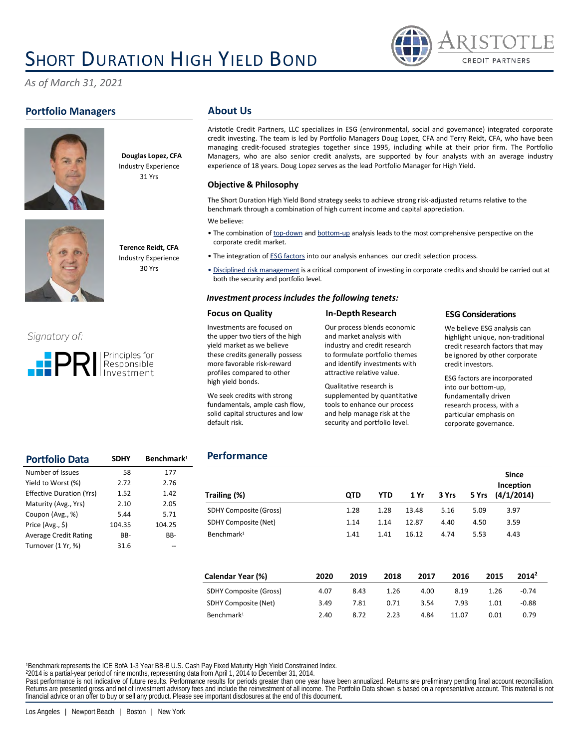# Short Duration High Yield Bond

*As of March 31, 2021*

## Portfolio Managers

**Douglas Lopez, CFA**
Industry Experience
31 Yrs

**Terence Reidt, CFA**
Industry Experience
30 Yrs

Signatory of:

PRI Principles for Responsible Investment

## About Us

Aristotle Credit Partners, LLC specializes in ESG (environmental, social and governance) integrated corporate credit investing. The team is led by Portfolio Managers Doug Lopez, CFA and Terry Reidt, CFA, who have been managing credit-focused strategies together since 1995, including while at their prior firm. The Portfolio Managers, who are also senior credit analysts, are supported by four analysts with an average industry experience of 18 years. Doug Lopez serves as the lead Portfolio Manager for High Yield.

### Objective & Philosophy

The Short Duration High Yield Bond strategy seeks to achieve strong risk-adjusted returns relative to the benchmark through a combination of high current income and capital appreciation.

We believe:

- The combination of top-down and bottom-up analysis leads to the most comprehensive perspective on the corporate credit market.
- The integration of ESG factors into our analysis enhances our credit selection process.
- Disciplined risk management is a critical component of investing in corporate credits and should be carried out at both the security and portfolio level.

### *Investment process includes the following tenets:*

**Focus on Quality**

Investments are focused on the upper two tiers of the high yield market as we believe these credits generally possess more favorable risk-reward profiles compared to other high yield bonds.

We seek credits with strong fundamentals, ample cash flow, solid capital structures and low default risk.

**In-Depth Research**

Our process blends economic and market analysis with industry and credit research to formulate portfolio themes and identify investments with attractive relative value.

Qualitative research is supplemented by quantitative tools to enhance our process and help manage risk at the security and portfolio level.

**ESG Considerations**

We believe ESG analysis can highlight unique, non-traditional credit research factors that may be ignored by other corporate credit investors.

ESG factors are incorporated into our bottom-up, fundamentally driven research process, with a particular emphasis on corporate governance.

## Portfolio Data

| Portfolio Data | SDHY | Benchmark[1] |
|---|---|---|
| Number of Issues | 58 | 177 |
| Yield to Worst (%) | 2.72 | 2.76 |
| Effective Duration (Yrs) | 1.52 | 1.42 |
| Maturity (Avg., Yrs) | 2.10 | 2.05 |
| Coupon (Avg., %) | 5.44 | 5.71 |
| Price (Avg., $) | 104.35 | 104.25 |
| Average Credit Rating | BB- | BB- |
| Turnover (1 Yr, %) | 31.6 | -- |

## Performance

| Trailing (%) | QTD | YTD | 1 Yr | 3 Yrs | 5 Yrs | Since Inception (4/1/2014) |
|---|---|---|---|---|---|---|
| SDHY Composite (Gross) | 1.28 | 1.28 | 13.48 | 5.16 | 5.09 | 3.97 |
| SDHY Composite (Net) | 1.14 | 1.14 | 12.87 | 4.40 | 4.50 | 3.59 |
| Benchmark[1] | 1.41 | 1.41 | 16.12 | 4.74 | 5.53 | 4.43 |

| Calendar Year (%) | 2020 | 2019 | 2018 | 2017 | 2016 | 2015 | 2014[2] |
|---|---|---|---|---|---|---|---|
| SDHY Composite (Gross) | 4.07 | 8.43 | 1.26 | 4.00 | 8.19 | 1.26 | -0.74 |
| SDHY Composite (Net) | 3.49 | 7.81 | 0.71 | 3.54 | 7.93 | 1.01 | -0.88 |
| Benchmark[1] | 2.40 | 8.72 | 2.23 | 4.84 | 11.07 | 0.01 | 0.79 |

[1]Benchmark represents the ICE BofA 1-3 Year BB-B U.S. Cash Pay Fixed Maturity High Yield Constrained Index.
[2]2014 is a partial-year period of nine months, representing data from April 1, 2014 to December 31, 2014.
Past performance is not indicative of future results. Performance results for periods greater than one year have been annualized. Returns are preliminary pending final account reconciliation. Returns are presented gross and net of investment advisory fees and include the reinvestment of all income. The Portfolio Data shown is based on a representative account. This material is not financial advice or an offer to buy or sell any product. Please see important disclosures at the end of this document.

Los Angeles | Newport Beach | Boston | New York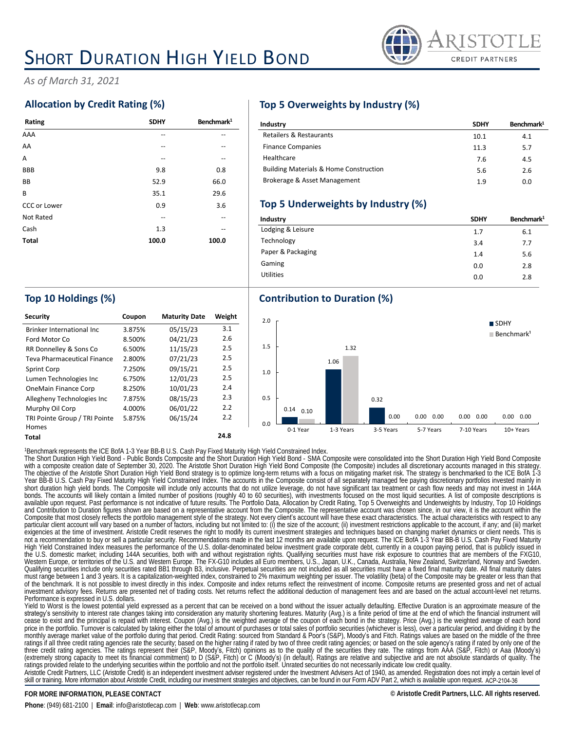# Short Duration High Yield Bond

*As of March 31, 2021*

## Allocation by Credit Rating (%)

| Rating | SDHY | Benchmark[1] |
|---|---|---|
| AAA | -- | -- |
| AA | -- | -- |
| A | -- | -- |
| BBB | 9.8 | 0.8 |
| BB | 52.9 | 66.0 |
| B | 35.1 | 29.6 |
| CCC or Lower | 0.9 | 3.6 |
| Not Rated | -- | -- |
| Cash | 1.3 | -- |
| **Total** | **100.0** | **100.0** |

## Top 5 Overweights by Industry (%)

| Industry | SDHY | Benchmark[1] |
|---|---|---|
| Retailers & Restaurants | 10.1 | 4.1 |
| Finance Companies | 11.3 | 5.7 |
| Healthcare | 7.6 | 4.5 |
| Building Materials & Home Construction | 5.6 | 2.6 |
| Brokerage & Asset Management | 1.9 | 0.0 |

## Top 5 Underweights by Industry (%)

| Industry | SDHY | Benchmark[1] |
|---|---|---|
| Lodging & Leisure | 1.7 | 6.1 |
| Technology | 3.4 | 7.7 |
| Paper & Packaging | 1.4 | 5.6 |
| Gaming | 0.0 | 2.8 |
| Utilities | 0.0 | 2.8 |

## Top 10 Holdings (%)

| Security | Coupon | Maturity Date | Weight |
|---|---|---|---|
| Brinker International Inc | 3.875% | 05/15/23 | 3.1 |
| Ford Motor Co | 8.500% | 04/21/23 | 2.6 |
| RR Donnelley & Sons Co | 6.500% | 11/15/23 | 2.5 |
| Teva Pharmaceutical Finance | 2.800% | 07/21/23 | 2.5 |
| Sprint Corp | 7.250% | 09/15/21 | 2.5 |
| Lumen Technologies Inc | 6.750% | 12/01/23 | 2.5 |
| OneMain Finance Corp | 8.250% | 10/01/23 | 2.4 |
| Allegheny Technologies Inc | 7.875% | 08/15/23 | 2.3 |
| Murphy Oil Corp | 4.000% | 06/01/22 | 2.2 |
| TRI Pointe Group / TRI Pointe Homes | 5.875% | 06/15/24 | 2.2 |
| **Total** | | | **24.8** |

## Contribution to Duration (%)

SDHY
Benchmark[1]

2.0
1.5
1.0
0.5
0.0

0-1 Year: 0.14 0.10
1-3 Years: 1.06 1.32
3-5 Years: 0.32 0.00
5-7 Years: 0.00 0.00
7-10 Years: 0.00 0.00
10+ Years: 0.00 0.00

[1]Benchmark represents the ICE BofA 1-3 Year BB-B U.S. Cash Pay Fixed Maturity High Yield Constrained Index.

The Short Duration High Yield Bond - Public Bonds Composite and the Short Duration High Yield Bond - SMA Composite were consolidated into the Short Duration High Yield Bond Composite with a composite creation date of September 30, 2020. The Aristotle Short Duration High Yield Bond Composite (the Composite) includes all discretionary accounts managed in this strategy. The objective of the Aristotle Short Duration High Yield Bond strategy is to optimize long-term returns with a focus on mitigating market risk. The strategy is benchmarked to the ICE BofA 1-3 Year BB-B U.S. Cash Pay Fixed Maturity High Yield Constrained Index. The accounts in the Composite consist of all separately managed fee paying discretionary portfolios invested mainly in short duration high yield bonds. The Composite will include only accounts that do not utilize leverage, do not have significant tax treatment or cash flow needs and may not invest in 144A bonds. The accounts will likely contain a limited number of positions (roughly 40 to 60 securities), with investments focused on the most liquid securities. A list of composite descriptions is available upon request. Past performance is not indicative of future results. The Portfolio Data, Allocation by Credit Rating, Top 5 Overweights and Underweights by Industry, Top 10 Holdings and Contribution to Duration figures shown are based on a representative account from the Composite. The representative account was chosen since, in our view, it is the account within the Composite that most closely reflects the portfolio management style of the strategy. Not every client's account will have these exact characteristics. The actual characteristics with respect to any particular client account will vary based on a number of factors, including but not limited to: (i) the size of the account; (ii) investment restrictions applicable to the account, if any; and (iii) market exigencies at the time of investment. Aristotle Credit reserves the right to modify its current investment strategies and techniques based on changing market dynamics or client needs. This is not a recommendation to buy or sell a particular security. Recommendations made in the last 12 months are available upon request. The ICE BofA 1-3 Year BB-B U.S. Cash Pay Fixed Maturity High Yield Constrained Index measures the performance of the U.S. dollar-denominated below investment grade corporate debt, currently in a coupon paying period, that is publicly issued in the U.S. domestic market; including 144A securities, both with and without registration rights. Qualifying securities must have risk exposure to countries that are members of the FXG10, Western Europe, or territories of the U.S. and Western Europe. The FX-G10 includes all Euro members, U.S., Japan, U.K., Canada, Australia, New Zealand, Switzerland, Norway and Sweden. Qualifying securities include only securities rated BB1 through B3, inclusive. Perpetual securities are not included as all securities must have a fixed final maturity date. All final maturity dates must range between 1 and 3 years. It is a capitalization-weighted index, constrained to 2% maximum weighting per issuer. The volatility (beta) of the Composite may be greater or less than that of the benchmark. It is not possible to invest directly in this index. Composite and index returns reflect the reinvestment of income. Composite returns are presented gross and net of actual investment advisory fees. Returns are presented net of trading costs. Net returns reflect the additional deduction of management fees and are based on the actual account-level net returns. Performance is expressed in U.S. dollars.

Yield to Worst is the lowest potential yield expressed as a percent that can be received on a bond without the issuer actually defaulting. Effective Duration is an approximate measure of the strategy's sensitivity to interest rate changes taking into consideration any maturity shortening features. Maturity (Avg.) is a finite period of time at the end of which the financial instrument will cease to exist and the principal is repaid with interest. Coupon (Avg.) is the weighted average of the coupon of each bond in the strategy. Price (Avg.) is the weighted average of each bond price in the portfolio. Turnover is calculated by taking either the total of amount of purchases or total sales of portfolio securities (whichever is less), over a particular period, and dividing it by the monthly average market value of the portfolio during that period. Credit Rating: sourced from Standard & Poor's (S&P), Moody's and Fitch. Ratings values are based on the middle of the three ratings if all three credit rating agencies rate the security; based on the higher rating if rated by two of three credit rating agencies; or based on the sole agency's rating if rated by only one of the three credit rating agencies. The ratings represent their (S&P, Moody's, Fitch) opinions as to the quality of the securities they rate. The ratings from AAA (S&P, Fitch) or Aaa (Moody's) (extremely strong capacity to meet its financial commitment) to D (S&P, Fitch) or C (Moody's) (in default). Ratings are relative and subjective and are not absolute standards of quality. The ratings provided relate to the underlying securities within the portfolio and not the portfolio itself. Unrated securities do not necessarily indicate low credit quality.

Aristotle Credit Partners, LLC (Aristotle Credit) is an independent investment adviser registered under the Investment Advisers Act of 1940, as amended. Registration does not imply a certain level of skill or training. More information about Aristotle Credit, including our investment strategies and objectives, can be found in our Form ADV Part 2, which is available upon request. ACP-2104-36

**FOR MORE INFORMATION, PLEASE CONTACT**

**Phone**: (949) 681-2100 | **Email**: info@aristotlecap.com | **Web**: www.aristotlecap.com

© Aristotle Credit Partners, LLC. All rights reserved.